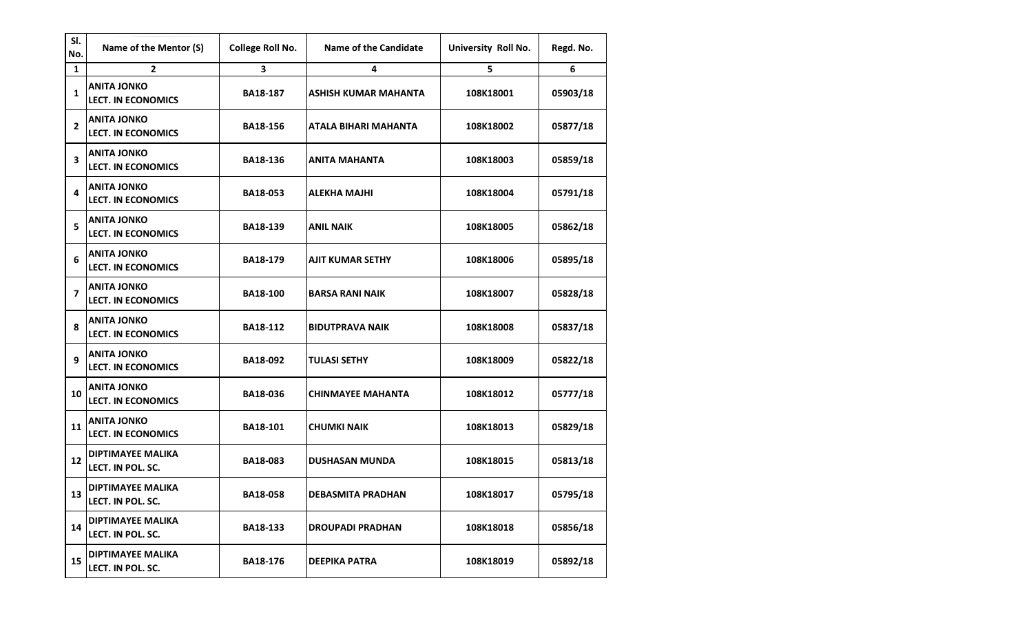| Sl. No. | Name of the Mentor (S) | College Roll No. | Name of the Candidate | University Roll No. | Regd. No. |
|---|---|---|---|---|---|
| 1 | 2 | 3 | 4 | 5 | 6 |
| 1 | ANITA JONKO LECT. IN ECONOMICS | BA18-187 | ASHISH KUMAR MAHANTA | 108K18001 | 05903/18 |
| 2 | ANITA JONKO LECT. IN ECONOMICS | BA18-156 | ATALA BIHARI MAHANTA | 108K18002 | 05877/18 |
| 3 | ANITA JONKO LECT. IN ECONOMICS | BA18-136 | ANITA MAHANTA | 108K18003 | 05859/18 |
| 4 | ANITA JONKO LECT. IN ECONOMICS | BA18-053 | ALEKHA MAJHI | 108K18004 | 05791/18 |
| 5 | ANITA JONKO LECT. IN ECONOMICS | BA18-139 | ANIL NAIK | 108K18005 | 05862/18 |
| 6 | ANITA JONKO LECT. IN ECONOMICS | BA18-179 | AJIT KUMAR SETHY | 108K18006 | 05895/18 |
| 7 | ANITA JONKO LECT. IN ECONOMICS | BA18-100 | BARSA RANI NAIK | 108K18007 | 05828/18 |
| 8 | ANITA JONKO LECT. IN ECONOMICS | BA18-112 | BIDUTPRAVA NAIK | 108K18008 | 05837/18 |
| 9 | ANITA JONKO LECT. IN ECONOMICS | BA18-092 | TULASI SETHY | 108K18009 | 05822/18 |
| 10 | ANITA JONKO LECT. IN ECONOMICS | BA18-036 | CHINMAYEE MAHANTA | 108K18012 | 05777/18 |
| 11 | ANITA JONKO LECT. IN ECONOMICS | BA18-101 | CHUMKI NAIK | 108K18013 | 05829/18 |
| 12 | DIPTIMAYEE MALIKA LECT. IN POL. SC. | BA18-083 | DUSHASAN MUNDA | 108K18015 | 05813/18 |
| 13 | DIPTIMAYEE MALIKA LECT. IN POL. SC. | BA18-058 | DEBASMITA PRADHAN | 108K18017 | 05795/18 |
| 14 | DIPTIMAYEE MALIKA LECT. IN POL. SC. | BA18-133 | DROUPADI PRADHAN | 108K18018 | 05856/18 |
| 15 | DIPTIMAYEE MALIKA LECT. IN POL. SC. | BA18-176 | DEEPIKA PATRA | 108K18019 | 05892/18 |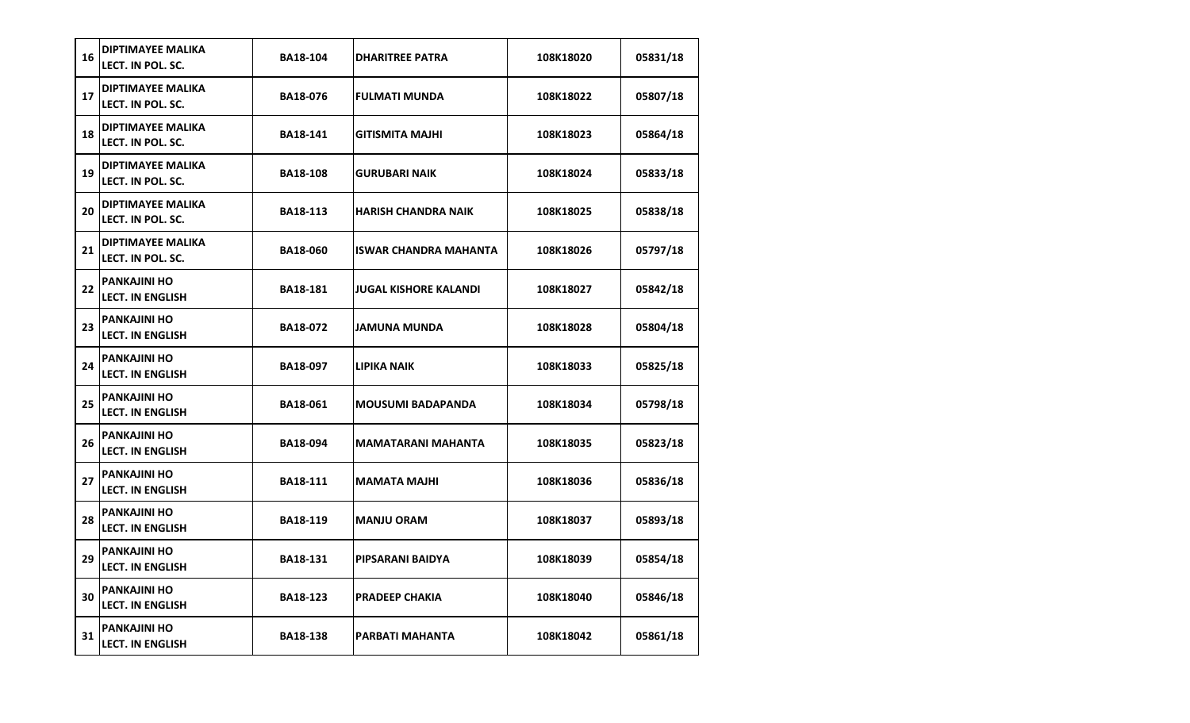| 16 | DIPTIMAYEE MALIKA<br>LECT. IN POL. SC. | BA18-104 | DHARITREE PATRA | 108K18020 | 05831/18 |
|---|---|---|---|---|---|
| 17 | DIPTIMAYEE MALIKA<br>LECT. IN POL. SC. | BA18-076 | FULMATI MUNDA | 108K18022 | 05807/18 |
| 18 | DIPTIMAYEE MALIKA<br>LECT. IN POL. SC. | BA18-141 | GITISMITA MAJHI | 108K18023 | 05864/18 |
| 19 | DIPTIMAYEE MALIKA<br>LECT. IN POL. SC. | BA18-108 | GURUBARI NAIK | 108K18024 | 05833/18 |
| 20 | DIPTIMAYEE MALIKA<br>LECT. IN POL. SC. | BA18-113 | HARISH CHANDRA NAIK | 108K18025 | 05838/18 |
| 21 | DIPTIMAYEE MALIKA<br>LECT. IN POL. SC. | BA18-060 | ISWAR CHANDRA MAHANTA | 108K18026 | 05797/18 |
| 22 | PANKAJINI HO<br>LECT. IN ENGLISH | BA18-181 | JUGAL KISHORE KALANDI | 108K18027 | 05842/18 |
| 23 | PANKAJINI HO<br>LECT. IN ENGLISH | BA18-072 | JAMUNA MUNDA | 108K18028 | 05804/18 |
| 24 | PANKAJINI HO<br>LECT. IN ENGLISH | BA18-097 | LIPIKA NAIK | 108K18033 | 05825/18 |
| 25 | PANKAJINI HO<br>LECT. IN ENGLISH | BA18-061 | MOUSUMI BADAPANDA | 108K18034 | 05798/18 |
| 26 | PANKAJINI HO<br>LECT. IN ENGLISH | BA18-094 | MAMATARANI MAHANTA | 108K18035 | 05823/18 |
| 27 | PANKAJINI HO<br>LECT. IN ENGLISH | BA18-111 | MAMATA MAJHI | 108K18036 | 05836/18 |
| 28 | PANKAJINI HO<br>LECT. IN ENGLISH | BA18-119 | MANJU ORAM | 108K18037 | 05893/18 |
| 29 | PANKAJINI HO<br>LECT. IN ENGLISH | BA18-131 | PIPSARANI BAIDYA | 108K18039 | 05854/18 |
| 30 | PANKAJINI HO<br>LECT. IN ENGLISH | BA18-123 | PRADEEP CHAKIA | 108K18040 | 05846/18 |
| 31 | PANKAJINI HO<br>LECT. IN ENGLISH | BA18-138 | PARBATI MAHANTA | 108K18042 | 05861/18 |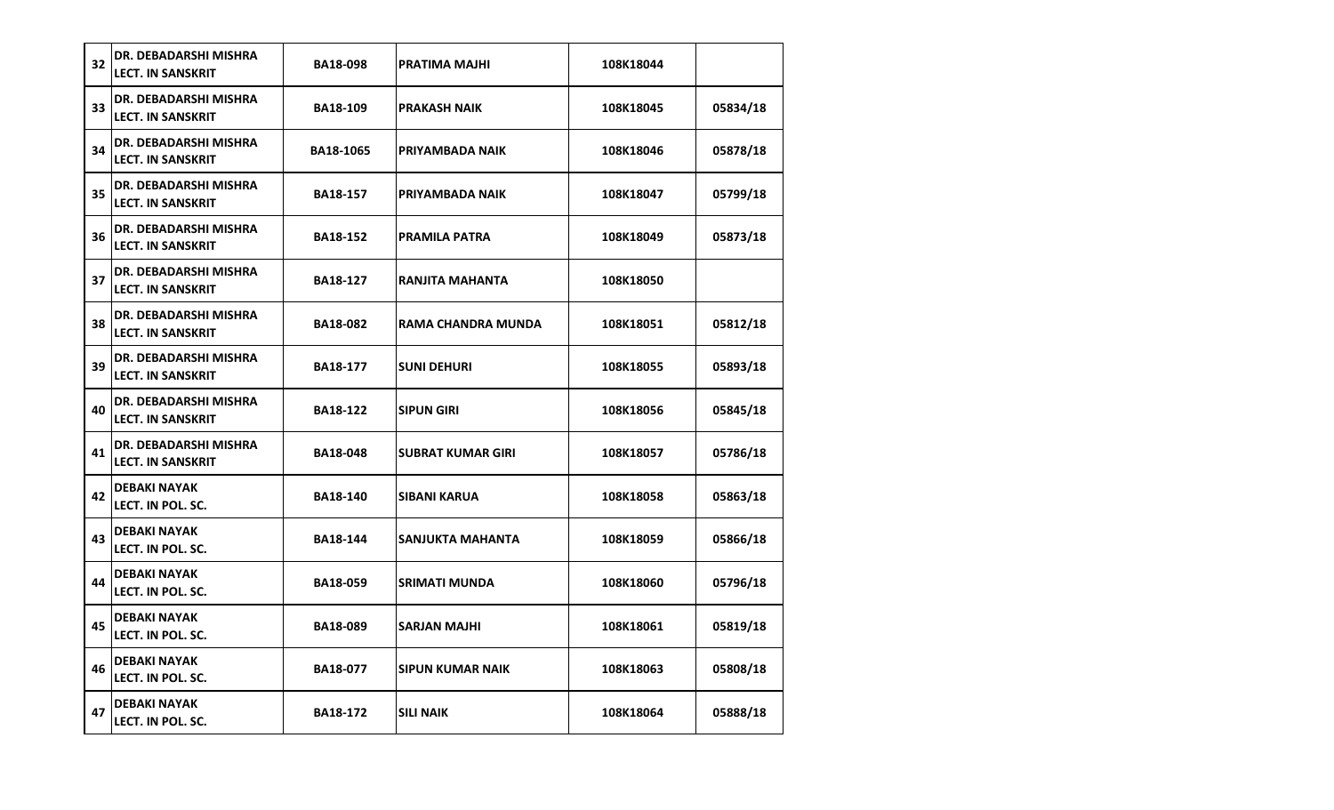| | | | | | |
|---|---|---|---|---|---|
| 32 | **DR. DEBADARSHI MISHRA LECT. IN SANSKRIT** | **BA18-098** | **PRATIMA MAJHI** | **108K18044** | |
| 33 | **DR. DEBADARSHI MISHRA LECT. IN SANSKRIT** | **BA18-109** | **PRAKASH NAIK** | **108K18045** | **05834/18** |
| 34 | **DR. DEBADARSHI MISHRA LECT. IN SANSKRIT** | **BA18-1065** | **PRIYAMBADA NAIK** | **108K18046** | **05878/18** |
| 35 | **DR. DEBADARSHI MISHRA LECT. IN SANSKRIT** | **BA18-157** | **PRIYAMBADA NAIK** | **108K18047** | **05799/18** |
| 36 | **DR. DEBADARSHI MISHRA LECT. IN SANSKRIT** | **BA18-152** | **PRAMILA PATRA** | **108K18049** | **05873/18** |
| 37 | **DR. DEBADARSHI MISHRA LECT. IN SANSKRIT** | **BA18-127** | **RANJITA MAHANTA** | **108K18050** | |
| 38 | **DR. DEBADARSHI MISHRA LECT. IN SANSKRIT** | **BA18-082** | **RAMA CHANDRA MUNDA** | **108K18051** | **05812/18** |
| 39 | **DR. DEBADARSHI MISHRA LECT. IN SANSKRIT** | **BA18-177** | **SUNI DEHURI** | **108K18055** | **05893/18** |
| 40 | **DR. DEBADARSHI MISHRA LECT. IN SANSKRIT** | **BA18-122** | **SIPUN GIRI** | **108K18056** | **05845/18** |
| 41 | **DR. DEBADARSHI MISHRA LECT. IN SANSKRIT** | **BA18-048** | **SUBRAT KUMAR GIRI** | **108K18057** | **05786/18** |
| 42 | **DEBAKI NAYAK LECT. IN POL. SC.** | **BA18-140** | **SIBANI KARUA** | **108K18058** | **05863/18** |
| 43 | **DEBAKI NAYAK LECT. IN POL. SC.** | **BA18-144** | **SANJUKTA MAHANTA** | **108K18059** | **05866/18** |
| 44 | **DEBAKI NAYAK LECT. IN POL. SC.** | **BA18-059** | **SRIMATI MUNDA** | **108K18060** | **05796/18** |
| 45 | **DEBAKI NAYAK LECT. IN POL. SC.** | **BA18-089** | **SARJAN MAJHI** | **108K18061** | **05819/18** |
| 46 | **DEBAKI NAYAK LECT. IN POL. SC.** | **BA18-077** | **SIPUN KUMAR NAIK** | **108K18063** | **05808/18** |
| 47 | **DEBAKI NAYAK LECT. IN POL. SC.** | **BA18-172** | **SILI NAIK** | **108K18064** | **05888/18** |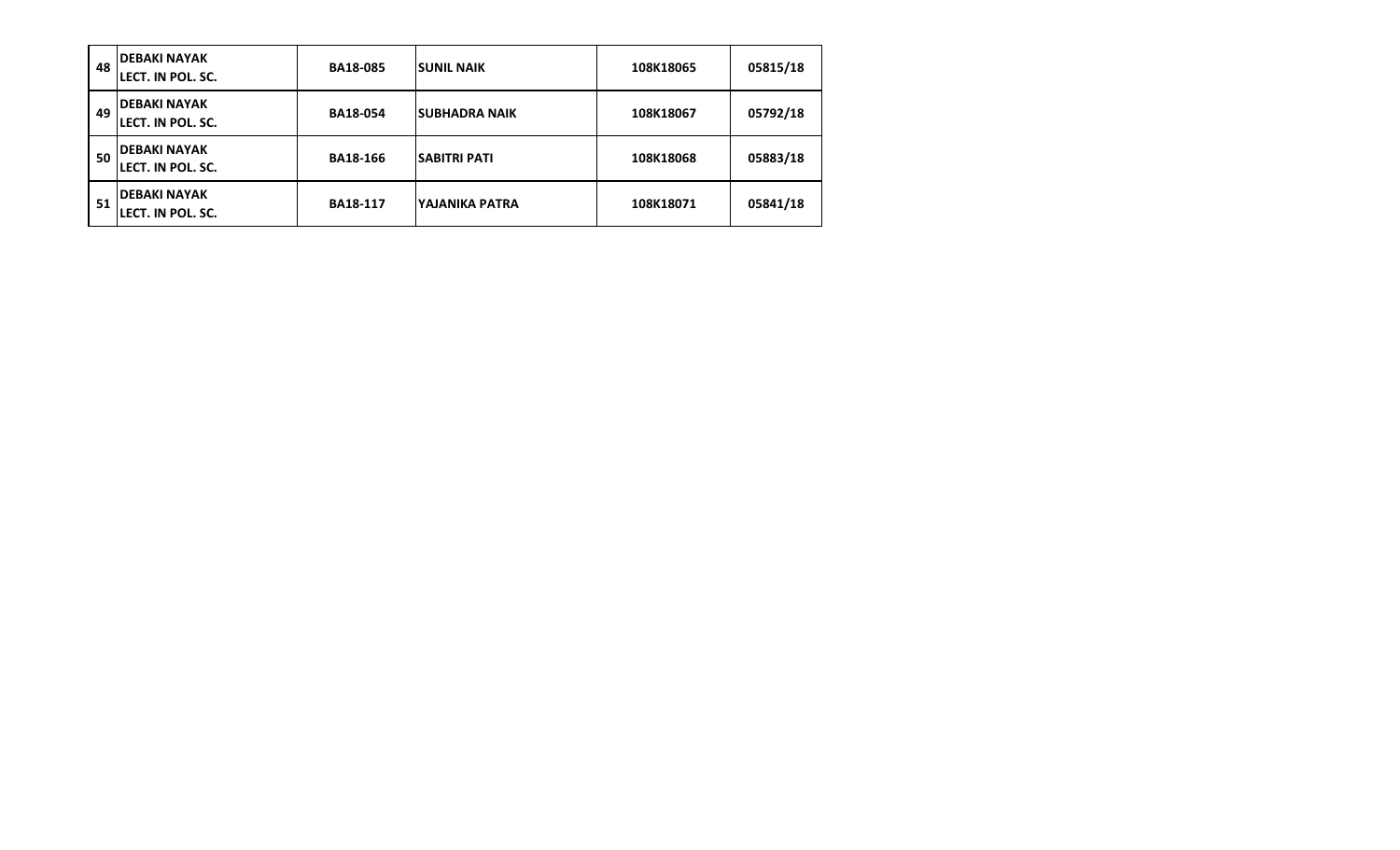| | | | | | |
|---|---|---|---|---|---|
| 48 | DEBAKI NAYAK<br>LECT. IN POL. SC. | BA18-085 | SUNIL NAIK | 108K18065 | 05815/18 |
| 49 | DEBAKI NAYAK<br>LECT. IN POL. SC. | BA18-054 | SUBHADRA NAIK | 108K18067 | 05792/18 |
| 50 | DEBAKI NAYAK<br>LECT. IN POL. SC. | BA18-166 | SABITRI PATI | 108K18068 | 05883/18 |
| 51 | DEBAKI NAYAK<br>LECT. IN POL. SC. | BA18-117 | YAJANIKA PATRA | 108K18071 | 05841/18 |